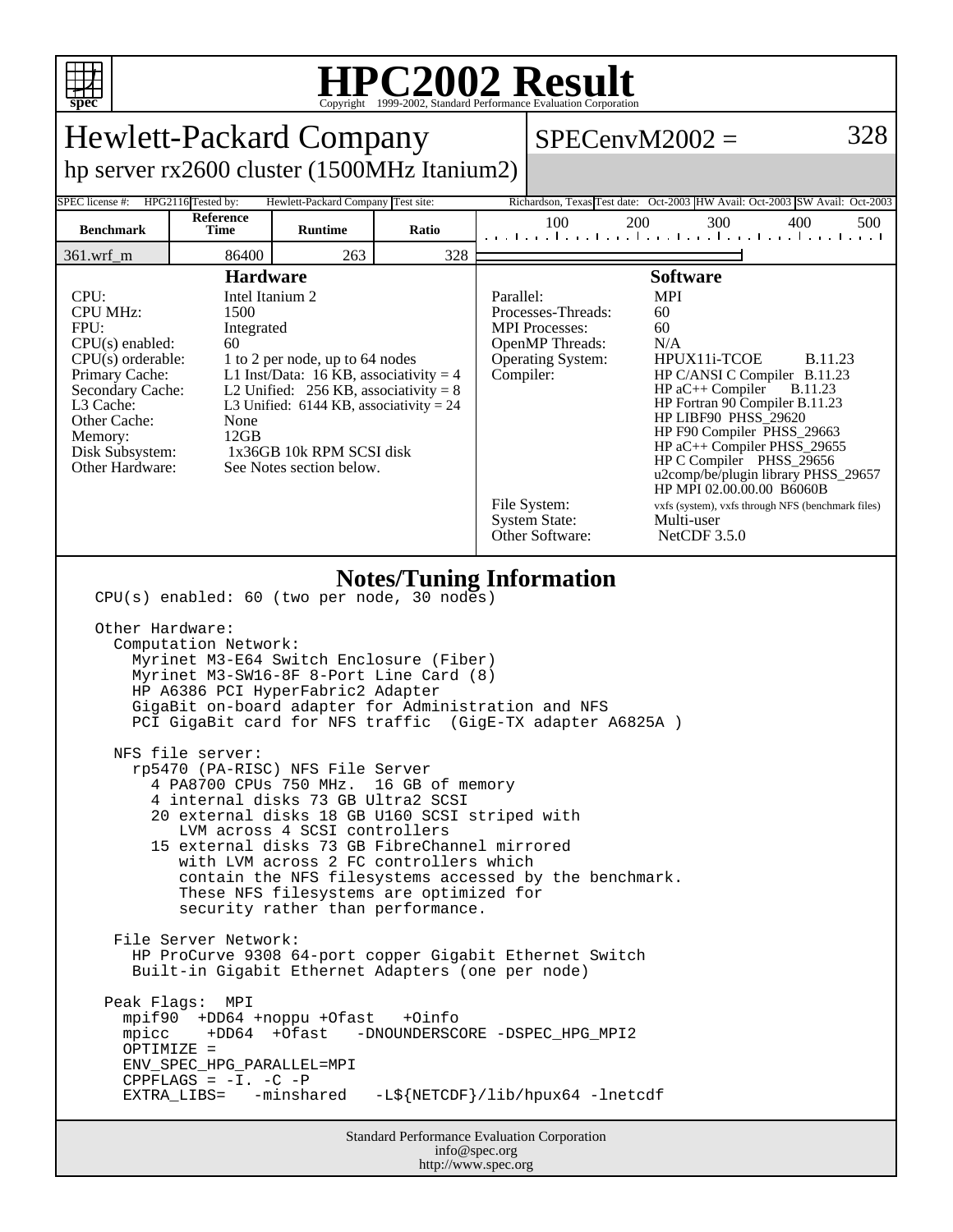# HPC2002 Result

Copyright 1999-2002, Standard Performance Evaluation Corporation

## Hewlett-Packard Company

hp server rx2600 cluster (1500MHz Itanium2)

SPECenvM2002 = 328

| SPEC license #: | HPG2116 | Tested by: | Hewlett-Packard Company | Test site: | Richardson, Texas | Test date: | Oct-2003 | HW Avail: | Oct-2003 | SW Avail: | Oct-2003 |
|---|---|---|---|---|---|---|---|---|---|---|---|

| Benchmark | Reference Time | Runtime | Ratio |
|---|---|---|---|
| 361.wrf_m | 86400 | 263 | 328 |

### Hardware

| | |
|---|---|
| CPU: | Intel Itanium 2 |
| CPU MHz: | 1500 |
| FPU: | Integrated |
| CPU(s) enabled: | 60 |
| CPU(s) orderable: | 1 to 2 per node, up to 64 nodes |
| Primary Cache: | L1 Inst/Data: 16 KB, associativity = 4 |
| Secondary Cache: | L2 Unified: 256 KB, associativity = 8 |
| L3 Cache: | L3 Unified: 6144 KB, associativity = 24 |
| Other Cache: | None |
| Memory: | 12GB |
| Disk Subsystem: | 1x36GB 10k RPM SCSI disk |
| Other Hardware: | See Notes section below. |

### Software

| | |
|---|---|
| Parallel: | MPI |
| Processes-Threads: | 60 |
| MPI Processes: | 60 |
| OpenMP Threads: | N/A |
| Operating System: | HPUX11i-TCOE B.11.23 |
| Compiler: | HP C/ANSI C Compiler B.11.23<br>HP aC++ Compiler B.11.23<br>HP Fortran 90 Compiler B.11.23<br>HP LIBF90 PHSS_29620<br>HP F90 Compiler PHSS_29663<br>HP aC++ Compiler PHSS_29655<br>HP C Compiler PHSS_29656<br>u2comp/be/plugin library PHSS_29657<br>HP MPI 02.00.00.00 B6060B |
| File System: | vxfs (system), vxfs through NFS (benchmark files) |
| System State: | Multi-user |
| Other Software: | NetCDF 3.5.0 |

### Notes/Tuning Information

```
CPU(s) enabled: 60 (two per node, 30 nodes)

Other Hardware:
  Computation Network:
    Myrinet M3-E64 Switch Enclosure (Fiber)
    Myrinet M3-SW16-8F 8-Port Line Card (8)
    HP A6386 PCI HyperFabric2 Adapter
    GigaBit on-board adapter for Administration and NFS
    PCI GigaBit card for NFS traffic  (GigE-TX adapter A6825A )

  NFS file server:
    rp5470 (PA-RISC) NFS File Server
      4 PA8700 CPUs 750 MHz.  16 GB of memory
      4 internal disks 73 GB Ultra2 SCSI
      20 external disks 18 GB U160 SCSI striped with
         LVM across 4 SCSI controllers
      15 external disks 73 GB FibreChannel mirrored
         with LVM across 2 FC controllers which
         contain the NFS filesystems accessed by the benchmark.
         These NFS filesystems are optimized for
         security rather than performance.

  File Server Network:
    HP ProCurve 9308 64-port copper Gigabit Ethernet Switch
    Built-in Gigabit Ethernet Adapters (one per node)

 Peak Flags:  MPI
   mpif90  +DD64 +noppu +Ofast   +Oinfo
   mpicc    +DD64  +Ofast   -DNOUNDERSCORE -DSPEC_HPG_MPI2
   OPTIMIZE =
   ENV_SPEC_HPG_PARALLEL=MPI
   CPPFLAGS = -I. -C -P
   EXTRA_LIBS=   -minshared   -L${NETCDF}/lib/hpux64 -lnetcdf
```

Standard Performance Evaluation Corporation
info@spec.org
http://www.spec.org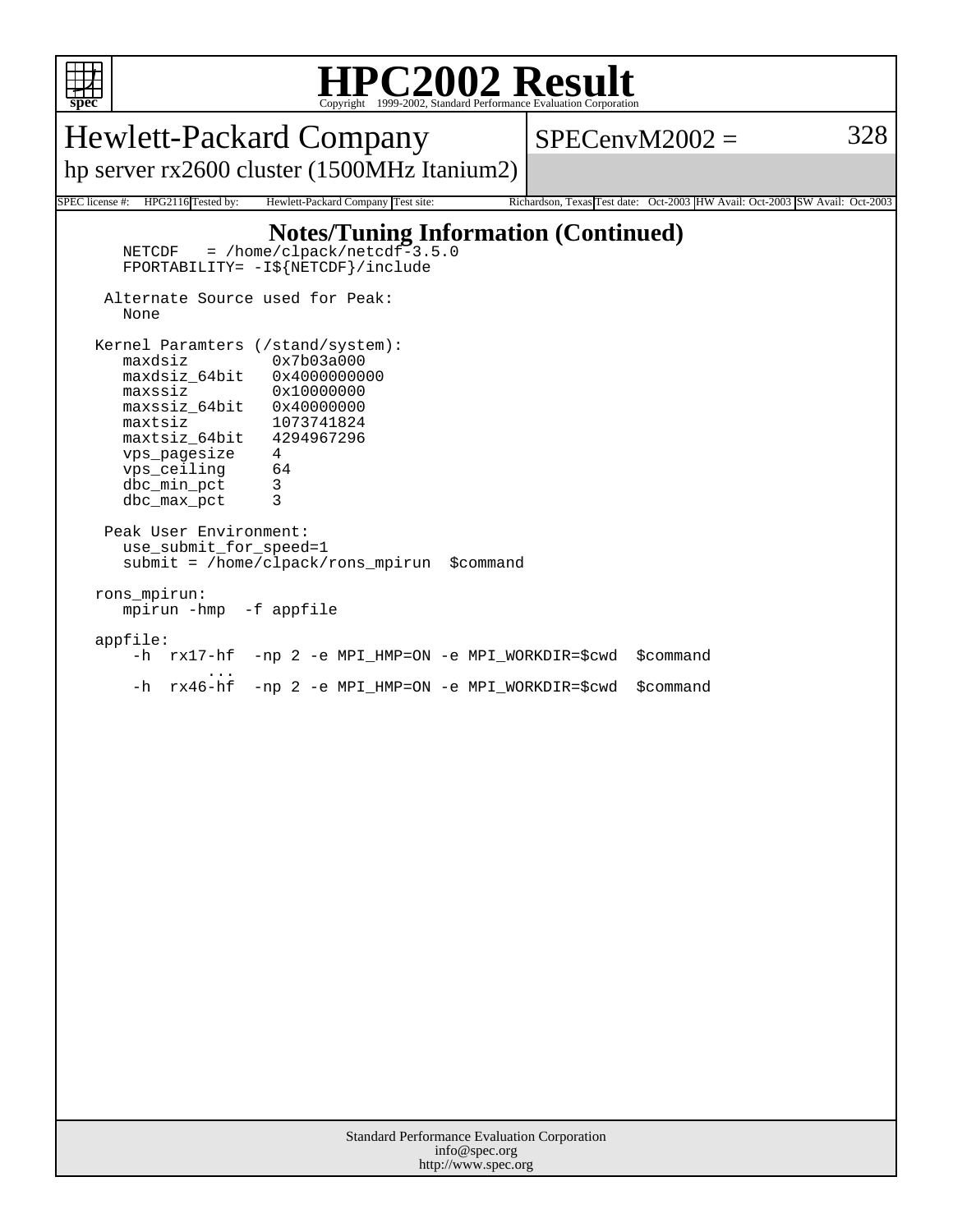# HPC2002 Result

Copyright 1999-2002, Standard Performance Evaluation Corporation

## Hewlett-Packard Company

hp server rx2600 cluster (1500MHz Itanium2)

SPECenvM2002 = 328

SPEC license #: HPG2116 Tested by: Hewlett-Packard Company Test site: Richardson, Texas Test date: Oct-2003 HW Avail: Oct-2003 SW Avail: Oct-2003

### Notes/Tuning Information (Continued)

```
      NETCDF   = /home/clpack/netcdf-3.5.0
      FPORTABILITY= -I${NETCDF}/include

     Alternate Source used for Peak:
      None

    Kernel Paramters (/stand/system):
      maxdsiz          0x7b03a000
      maxdsiz_64bit    0x4000000000
      maxssiz          0x10000000
      maxssiz_64bit    0x40000000
      maxtsiz          1073741824
      maxtsiz_64bit    4294967296
      vps_pagesize     4
      vps_ceiling      64
      dbc_min_pct      3
      dbc_max_pct      3

     Peak User Environment:
      use_submit_for_speed=1
      submit = /home/clpack/rons_mpirun  $command

    rons_mpirun:
      mpirun -hmp  -f appfile

    appfile:
       -h  rx17-hf  -np 2 -e MPI_HMP=ON -e MPI_WORKDIR=$cwd  $command
              ...
       -h  rx46-hf  -np 2 -e MPI_HMP=ON -e MPI_WORKDIR=$cwd  $command
```

Standard Performance Evaluation Corporation
info@spec.org
http://www.spec.org